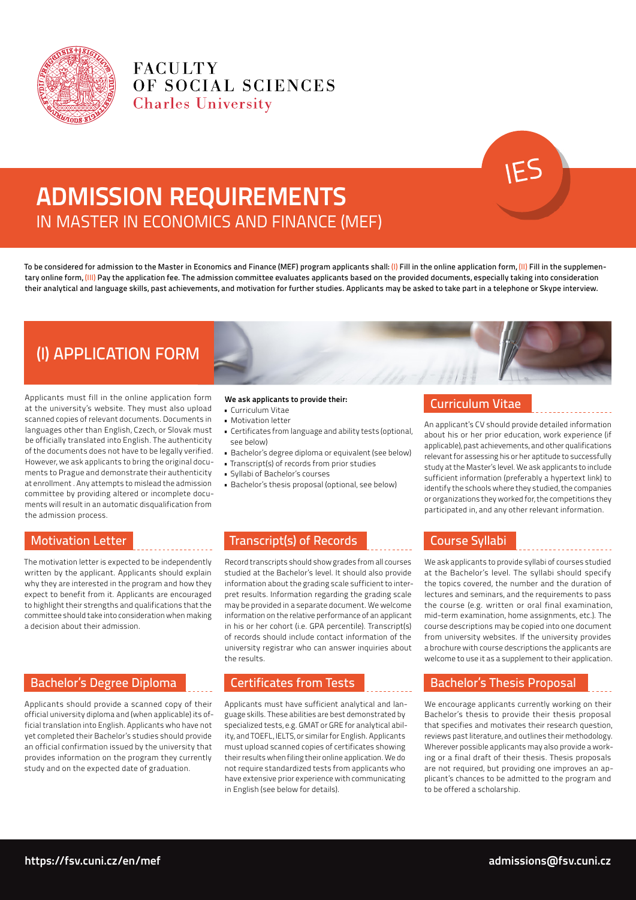FACULTY OF SOCIAL SCIENCES
Charles University

IES

# ADMISSION REQUIREMENTS

## IN MASTER IN ECONOMICS AND FINANCE (MEF)

To be considered for admission to the Master in Economics and Finance (MEF) program applicants shall: (I) Fill in the online application form, (II) Fill in the supplementary online form, (III) Pay the application fee. The admission committee evaluates applicants based on the provided documents, especially taking into consideration their analytical and language skills, past achievements, and motivation for further studies. Applicants may be asked to take part in a telephone or Skype interview.

## (I) APPLICATION FORM

Applicants must fill in the online application form at the university's website. They must also upload scanned copies of relevant documents. Documents in languages other than English, Czech, or Slovak must be officially translated into English. The authenticity of the documents does not have to be legally verified. However, we ask applicants to bring the original documents to Prague and demonstrate their authenticity at enrollment . Any attempts to mislead the admission committee by providing altered or incomplete documents will result in an automatic disqualification from the admission process.

**We ask applicants to provide their:**

- Curriculum Vitae
- Motivation letter
- Certificates from language and ability tests (optional, see below)
- Bachelor's degree diploma or equivalent (see below)
- Transcript(s) of records from prior studies
- Syllabi of Bachelor's courses
- Bachelor's thesis proposal (optional, see below)

### Curriculum Vitae

An applicant's CV should provide detailed information about his or her prior education, work experience (if applicable), past achievements, and other qualifications relevant for assessing his or her aptitude to successfully study at the Master's level. We ask applicants to include sufficient information (preferably a hypertext link) to identify the schools where they studied, the companies or organizations they worked for, the competitions they participated in, and any other relevant information.

### Motivation Letter

The motivation letter is expected to be independently written by the applicant. Applicants should explain why they are interested in the program and how they expect to benefit from it. Applicants are encouraged to highlight their strengths and qualifications that the committee should take into consideration when making a decision about their admission.

### Transcript(s) of Records

Record transcripts should show grades from all courses studied at the Bachelor's level. It should also provide information about the grading scale sufficient to interpret results. Information regarding the grading scale may be provided in a separate document. We welcome information on the relative performance of an applicant in his or her cohort (i.e. GPA percentile). Transcript(s) of records should include contact information of the university registrar who can answer inquiries about the results.

### Course Syllabi

We ask applicants to provide syllabi of courses studied at the Bachelor's level. The syllabi should specify the topics covered, the number and the duration of lectures and seminars, and the requirements to pass the course (e.g. written or oral final examination, mid-term examination, home assignments, etc.). The course descriptions may be copied into one document from university websites. If the university provides a brochure with course descriptions the applicants are welcome to use it as a supplement to their application.

### Bachelor's Degree Diploma

Applicants should provide a scanned copy of their official university diploma and (when applicable) its official translation into English. Applicants who have not yet completed their Bachelor's studies should provide an official confirmation issued by the university that provides information on the program they currently study and on the expected date of graduation.

### Certificates from Tests

Applicants must have sufficient analytical and language skills. These abilities are best demonstrated by specialized tests, e.g. GMAT or GRE for analytical ability, and TOEFL, IELTS, or similar for English. Applicants must upload scanned copies of certificates showing their results when filing their online application. We do not require standardized tests from applicants who have extensive prior experience with communicating in English (see below for details).

### Bachelor's Thesis Proposal

We encourage applicants currently working on their Bachelor's thesis to provide their thesis proposal that specifies and motivates their research question, reviews past literature, and outlines their methodology. Wherever possible applicants may also provide a working or a final draft of their thesis. Thesis proposals are not required, but providing one improves an applicant's chances to be admitted to the program and to be offered a scholarship.

https://fsv.cuni.cz/en/mef admissions@fsv.cuni.cz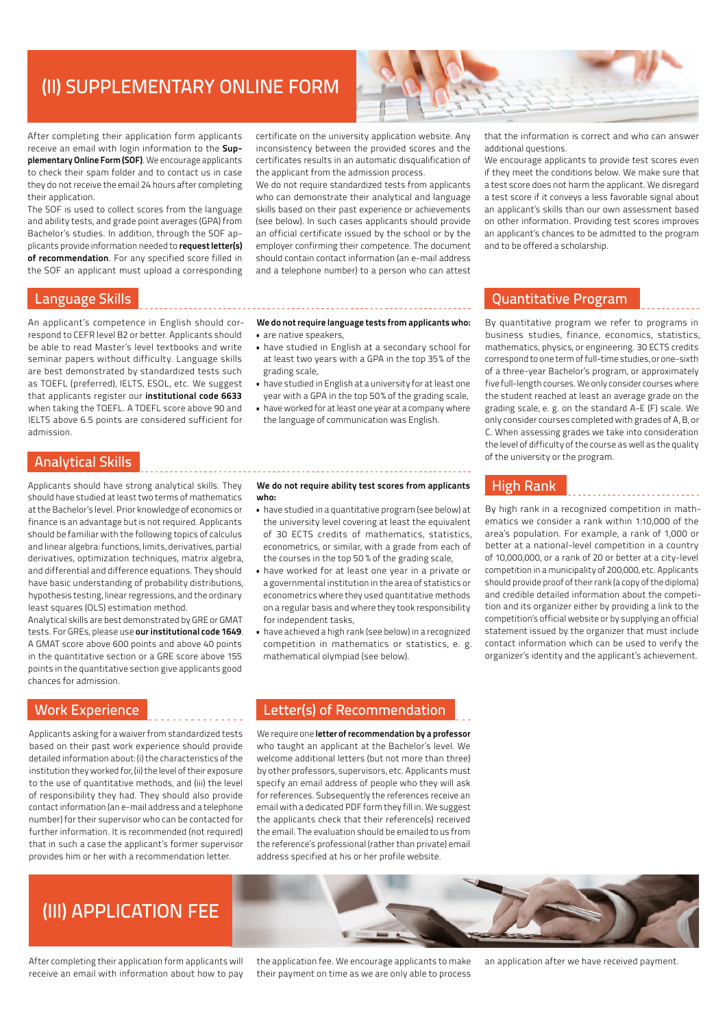# (II) SUPPLEMENTARY ONLINE FORM

After completing their application form applicants receive an email with login information to the **Supplementary Online Form (SOF)**. We encourage applicants to check their spam folder and to contact us in case they do not receive the email 24 hours after completing their application.

The SOF is used to collect scores from the language and ability tests, and grade point averages (GPA) from Bachelor's studies. In addition, through the SOF applicants provide information needed to **request letter(s) of recommendation**. For any specified score filled in the SOF an applicant must upload a corresponding certificate on the university application website. Any inconsistency between the provided scores and the certificates results in an automatic disqualification of the applicant from the admission process.

We do not require standardized tests from applicants who can demonstrate their analytical and language skills based on their past experience or achievements (see below). In such cases applicants should provide an official certificate issued by the school or by the employer confirming their competence. The document should contain contact information (an e-mail address and a telephone number) to a person who can attest that the information is correct and who can answer additional questions.

We encourage applicants to provide test scores even if they meet the conditions below. We make sure that a test score does not harm the applicant. We disregard a test score if it conveys a less favorable signal about an applicant's skills than our own assessment based on other information. Providing test scores improves an applicant's chances to be admitted to the program and to be offered a scholarship.

## Language Skills

An applicant's competence in English should correspond to CEFR level B2 or better. Applicants should be able to read Master's level textbooks and write seminar papers without difficulty. Language skills are best demonstrated by standardized tests such as TOEFL (preferred), IELTS, ESOL, etc. We suggest that applicants register our **institutional code 6633** when taking the TOEFL. A TOEFL score above 90 and IELTS above 6.5 points are considered sufficient for admission.

**We do not require language tests from applicants who:**

- are native speakers,
- have studied in English at a secondary school for at least two years with a GPA in the top 35% of the grading scale,
- have studied in English at a university for at least one year with a GPA in the top 50% of the grading scale,
- have worked for at least one year at a company where the language of communication was English.

## Analytical Skills

Applicants should have strong analytical skills. They should have studied at least two terms of mathematics at the Bachelor's level. Prior knowledge of economics or finance is an advantage but is not required. Applicants should be familiar with the following topics of calculus and linear algebra: functions, limits, derivatives, partial derivatives, optimization techniques, matrix algebra, and differential and difference equations. They should have basic understanding of probability distributions, hypothesis testing, linear regressions, and the ordinary least squares (OLS) estimation method.

Analytical skills are best demonstrated by GRE or GMAT tests. For GREs, please use **our institutional code 1649**. A GMAT score above 600 points and above 40 points in the quantitative section or a GRE score above 155 points in the quantitative section give applicants good chances for admission.

**We do not require ability test scores from applicants who:**

- have studied in a quantitative program (see below) at the university level covering at least the equivalent of 30 ECTS credits of mathematics, statistics, econometrics, or similar, with a grade from each of the courses in the top 50 % of the grading scale,
- have worked for at least one year in a private or a governmental institution in the area of statistics or econometrics where they used quantitative methods on a regular basis and where they took responsibility for independent tasks,
- have achieved a high rank (see below) in a recognized competition in mathematics or statistics, e. g. mathematical olympiad (see below).

## Quantitative Program

By quantitative program we refer to programs in business studies, finance, economics, statistics, mathematics, physics, or engineering. 30 ECTS credits correspond to one term of full-time studies, or one-sixth of a three-year Bachelor's program, or approximately five full-length courses. We only consider courses where the student reached at least an average grade on the grading scale, e. g. on the standard A-E (F) scale. We only consider courses completed with grades of A, B, or C. When assessing grades we take into consideration the level of difficulty of the course as well as the quality of the university or the program.

## High Rank

By high rank in a recognized competition in mathematics we consider a rank within 1:10,000 of the area's population. For example, a rank of 1,000 or better at a national-level competition in a country of 10,000,000, or a rank of 20 or better at a city-level competition in a municipality of 200,000, etc. Applicants should provide proof of their rank (a copy of the diploma) and credible detailed information about the competition and its organizer either by providing a link to the competition's official website or by supplying an official statement issued by the organizer that must include contact information which can be used to verify the organizer's identity and the applicant's achievement.

## Work Experience

Applicants asking for a waiver from standardized tests based on their past work experience should provide detailed information about: (i) the characteristics of the institution they worked for, (ii) the level of their exposure to the use of quantitative methods, and (iii) the level of responsibility they had. They should also provide contact information (an e-mail address and a telephone number) for their supervisor who can be contacted for further information. It is recommended (not required) that in such a case the applicant's former supervisor provides him or her with a recommendation letter.

## Letter(s) of Recommendation

We require one **letter of recommendation by a professor** who taught an applicant at the Bachelor's level. We welcome additional letters (but not more than three) by other professors, supervisors, etc. Applicants must specify an email address of people who they will ask for references. Subsequently the references receive an email with a dedicated PDF form they fill in. We suggest the applicants check that their reference(s) received the email. The evaluation should be emailed to us from the reference's professional (rather than private) email address specified at his or her profile website.

# (III) APPLICATION FEE

After completing their application form applicants will receive an email with information about how to pay the application fee. We encourage applicants to make their payment on time as we are only able to process an application after we have received payment.